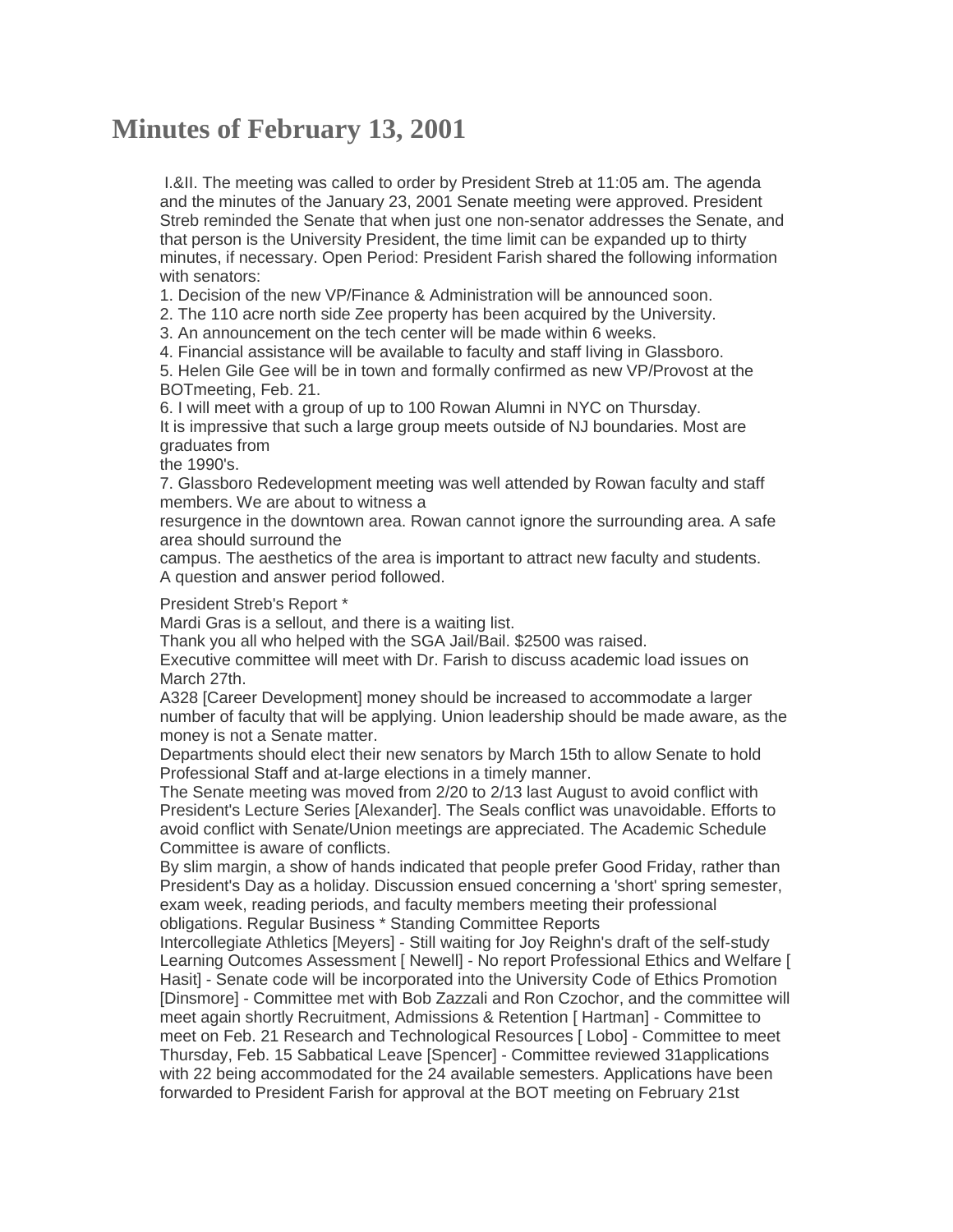# Minutes of February 13, 2001

I.&II. The meeting was called to order by President Streb at 11:05 am. The agenda and the minutes of the January 23, 2001 Senate meeting were approved. President Streb reminded the Senate that when just one non-senator addresses the Senate, and that person is the University President, the time limit can be expanded up to thirty minutes, if necessary. Open Period: President Farish shared the following information with senators:

1. Decision of the new VP/Finance & Administration will be announced soon.
2. The 110 acre north side Zee property has been acquired by the University.
3. An announcement on the tech center will be made within 6 weeks.
4. Financial assistance will be available to faculty and staff living in Glassboro.
5. Helen Gile Gee will be in town and formally confirmed as new VP/Provost at the BOTmeeting, Feb. 21.
6. I will meet with a group of up to 100 Rowan Alumni in NYC on Thursday.
It is impressive that such a large group meets outside of NJ boundaries. Most are graduates from the 1990's.
7. Glassboro Redevelopment meeting was well attended by Rowan faculty and staff members. We are about to witness a resurgence in the downtown area. Rowan cannot ignore the surrounding area. A safe area should surround the campus. The aesthetics of the area is important to attract new faculty and students.

A question and answer period followed.

President Streb's Report *

Mardi Gras is a sellout, and there is a waiting list.

Thank you all who helped with the SGA Jail/Bail. $2500 was raised.

Executive committee will meet with Dr. Farish to discuss academic load issues on March 27th.

A328 [Career Development] money should be increased to accommodate a larger number of faculty that will be applying. Union leadership should be made aware, as the money is not a Senate matter.

Departments should elect their new senators by March 15th to allow Senate to hold Professional Staff and at-large elections in a timely manner.

The Senate meeting was moved from 2/20 to 2/13 last August to avoid conflict with President's Lecture Series [Alexander]. The Seals conflict was unavoidable. Efforts to avoid conflict with Senate/Union meetings are appreciated. The Academic Schedule Committee is aware of conflicts.

By slim margin, a show of hands indicated that people prefer Good Friday, rather than President's Day as a holiday. Discussion ensued concerning a 'short' spring semester, exam week, reading periods, and faculty members meeting their professional obligations. Regular Business * Standing Committee Reports

Intercollegiate Athletics [Meyers] - Still waiting for Joy Reighn's draft of the self-study Learning Outcomes Assessment [ Newell] - No report Professional Ethics and Welfare [ Hasit] - Senate code will be incorporated into the University Code of Ethics Promotion [Dinsmore] - Committee met with Bob Zazzali and Ron Czochor, and the committee will meet again shortly Recruitment, Admissions & Retention [ Hartman] - Committee to meet on Feb. 21 Research and Technological Resources [ Lobo] - Committee to meet Thursday, Feb. 15 Sabbatical Leave [Spencer] - Committee reviewed 31applications with 22 being accommodated for the 24 available semesters. Applications have been forwarded to President Farish for approval at the BOT meeting on February 21st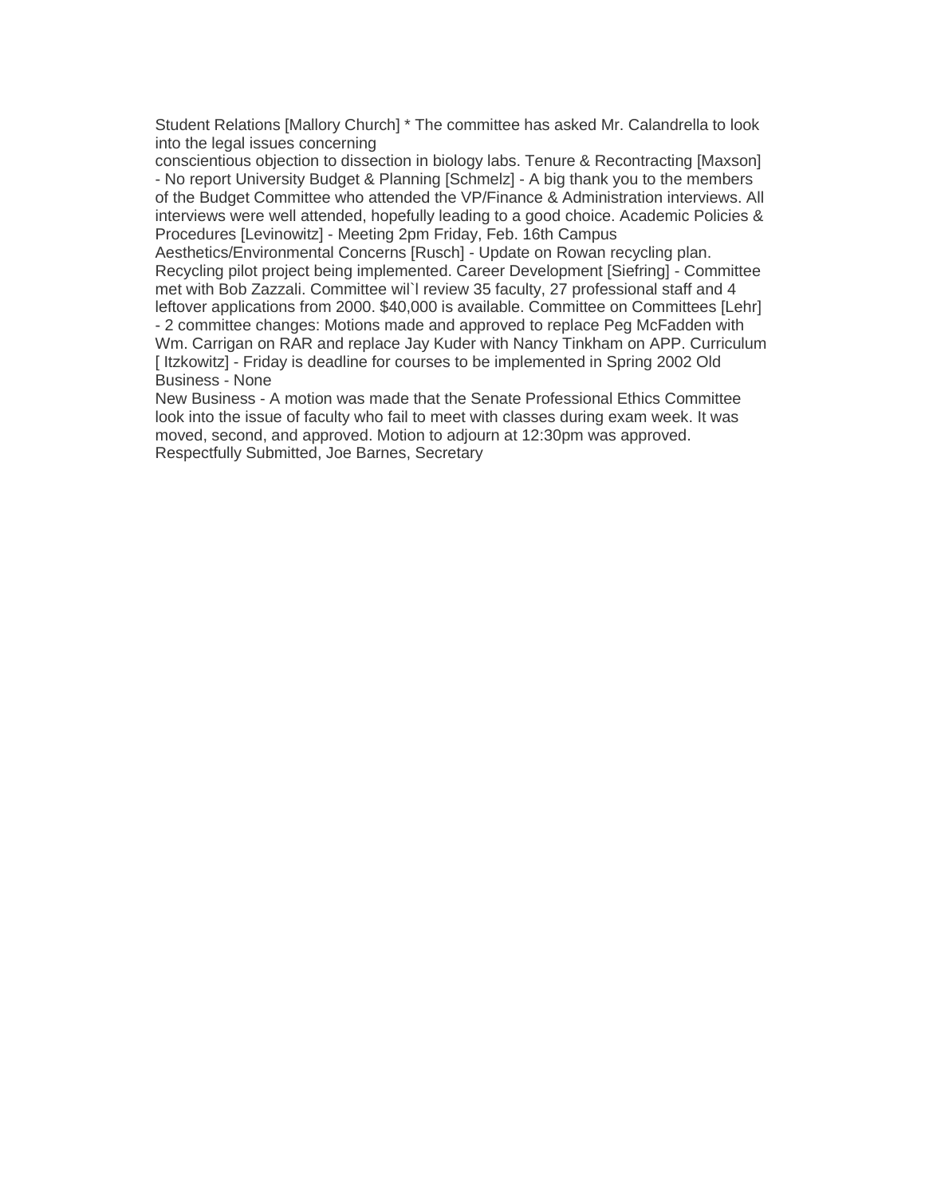Student Relations [Mallory Church] * The committee has asked Mr. Calandrella to look into the legal issues concerning conscientious objection to dissection in biology labs. Tenure & Recontracting [Maxson] - No report University Budget & Planning [Schmelz] - A big thank you to the members of the Budget Committee who attended the VP/Finance & Administration interviews. All interviews were well attended, hopefully leading to a good choice. Academic Policies & Procedures [Levinowitz] - Meeting 2pm Friday, Feb. 16th Campus Aesthetics/Environmental Concerns [Rusch] - Update on Rowan recycling plan. Recycling pilot project being implemented. Career Development [Siefring] - Committee met with Bob Zazzali. Committee wil`l review 35 faculty, 27 professional staff and 4 leftover applications from 2000. $40,000 is available. Committee on Committees [Lehr] - 2 committee changes: Motions made and approved to replace Peg McFadden with Wm. Carrigan on RAR and replace Jay Kuder with Nancy Tinkham on APP. Curriculum [ Itzkowitz] - Friday is deadline for courses to be implemented in Spring 2002 Old Business - None

New Business - A motion was made that the Senate Professional Ethics Committee look into the issue of faculty who fail to meet with classes during exam week. It was moved, second, and approved. Motion to adjourn at 12:30pm was approved. Respectfully Submitted, Joe Barnes, Secretary